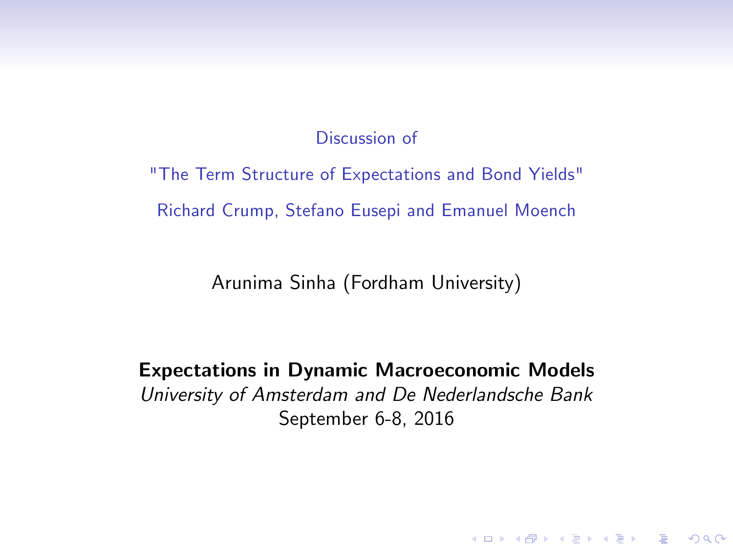Discussion of

# "The Term Structure of Expectations and Bond Yields"

Richard Crump, Stefano Eusepi and Emanuel Moench

Arunima Sinha (Fordham University)

**Expectations in Dynamic Macroeconomic Models**

*University of Amsterdam and De Nederlandsche Bank*

September 6-8, 2016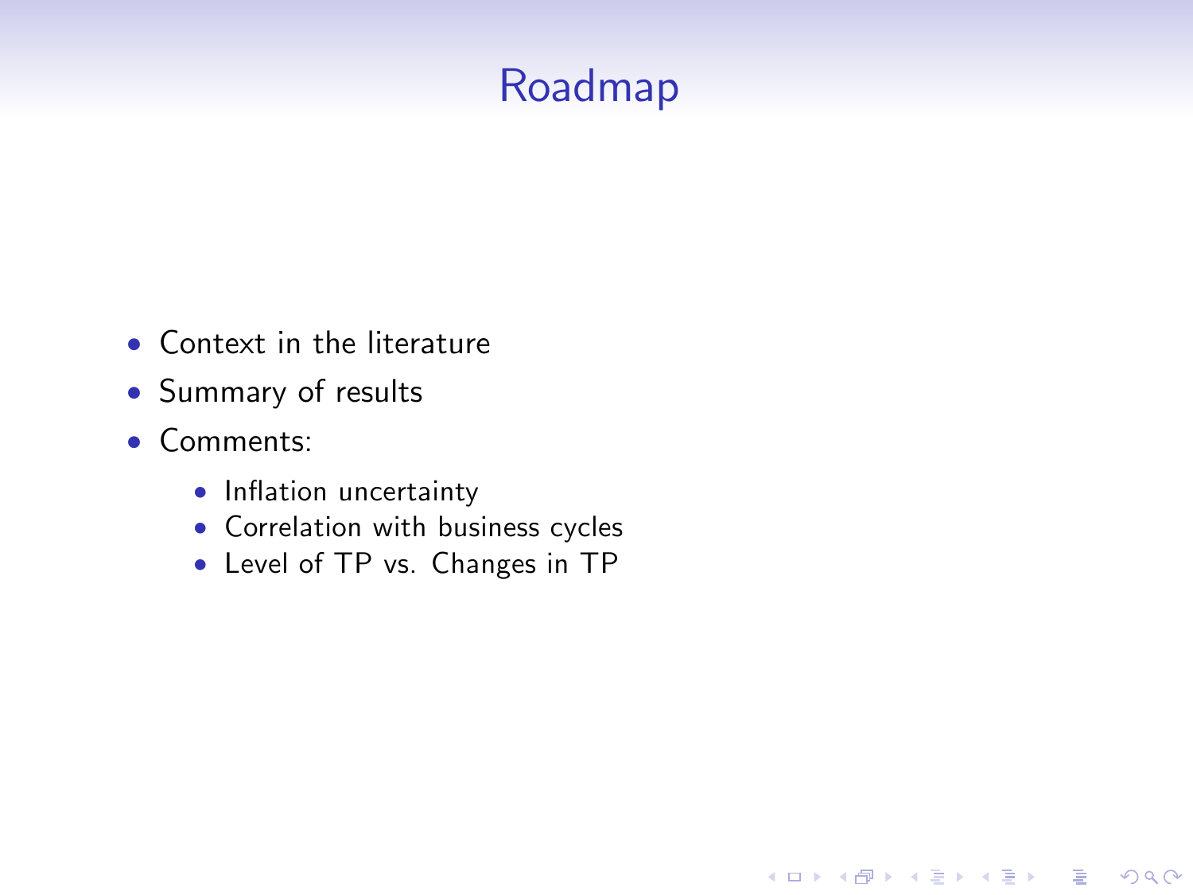# Roadmap

- Context in the literature
- Summary of results
- Comments:
  - Inflation uncertainty
  - Correlation with business cycles
  - Level of TP vs. Changes in TP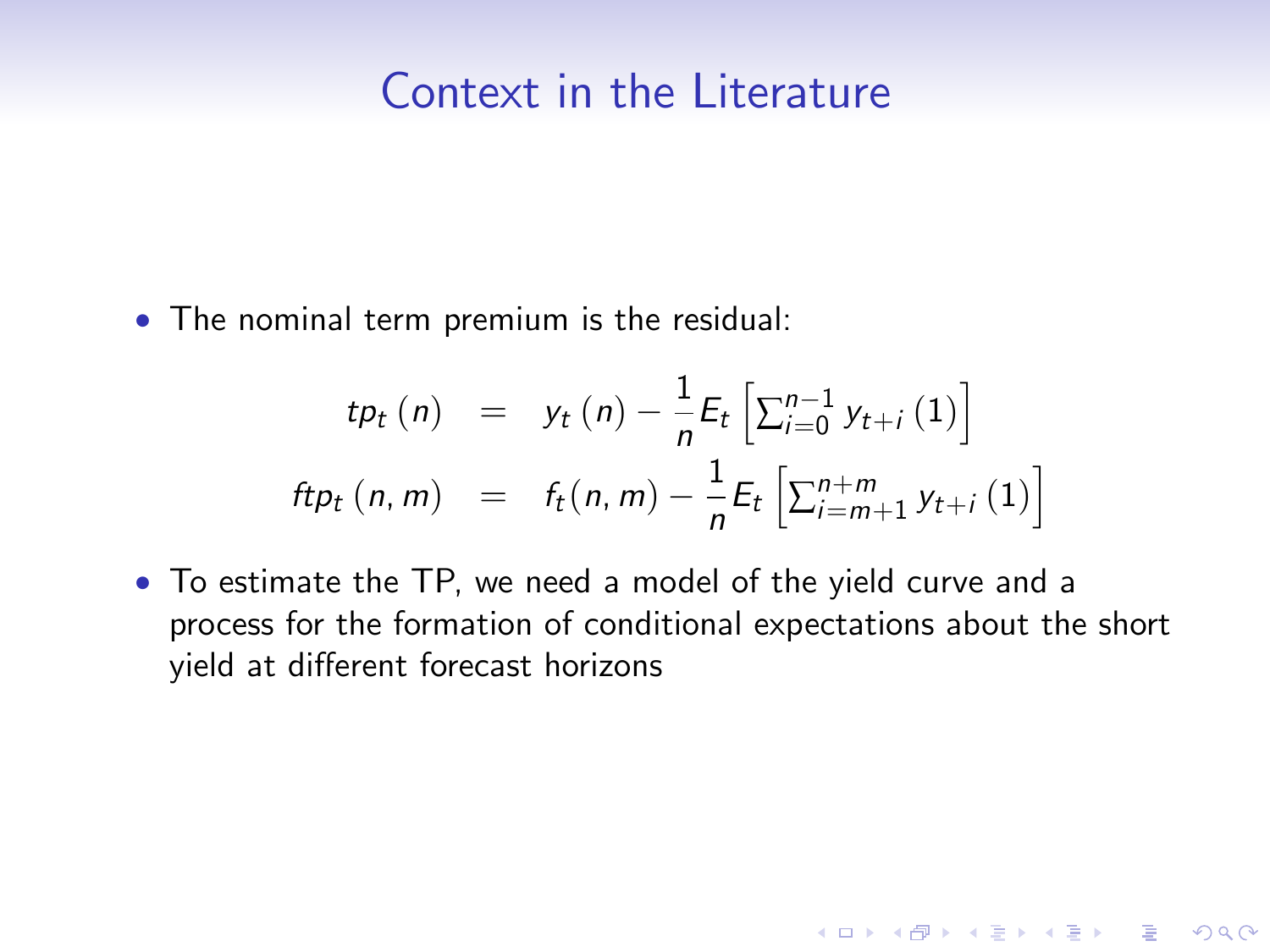## Context in the Literature

- The nominal term premium is the residual:

$$
\begin{aligned}
tp_t(n) &= y_t(n) - \frac{1}{n} E_t \left[ \sum_{i=0}^{n-1} y_{t+i}(1) \right] \\
ftp_t(n, m) &= f_t(n, m) - \frac{1}{n} E_t \left[ \sum_{i=m+1}^{n+m} y_{t+i}(1) \right]
\end{aligned}
$$

- To estimate the TP, we need a model of the yield curve and a process for the formation of conditional expectations about the short yield at different forecast horizons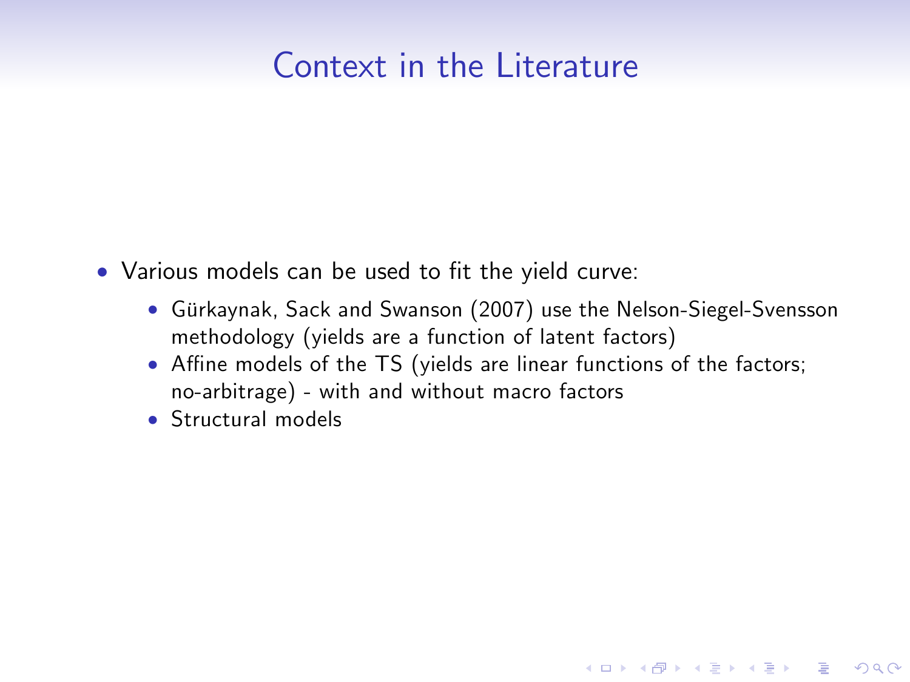# Context in the Literature

- Various models can be used to fit the yield curve:
  - Gürkaynak, Sack and Swanson (2007) use the Nelson-Siegel-Svensson methodology (yields are a function of latent factors)
  - Affine models of the TS (yields are linear functions of the factors; no-arbitrage) - with and without macro factors
  - Structural models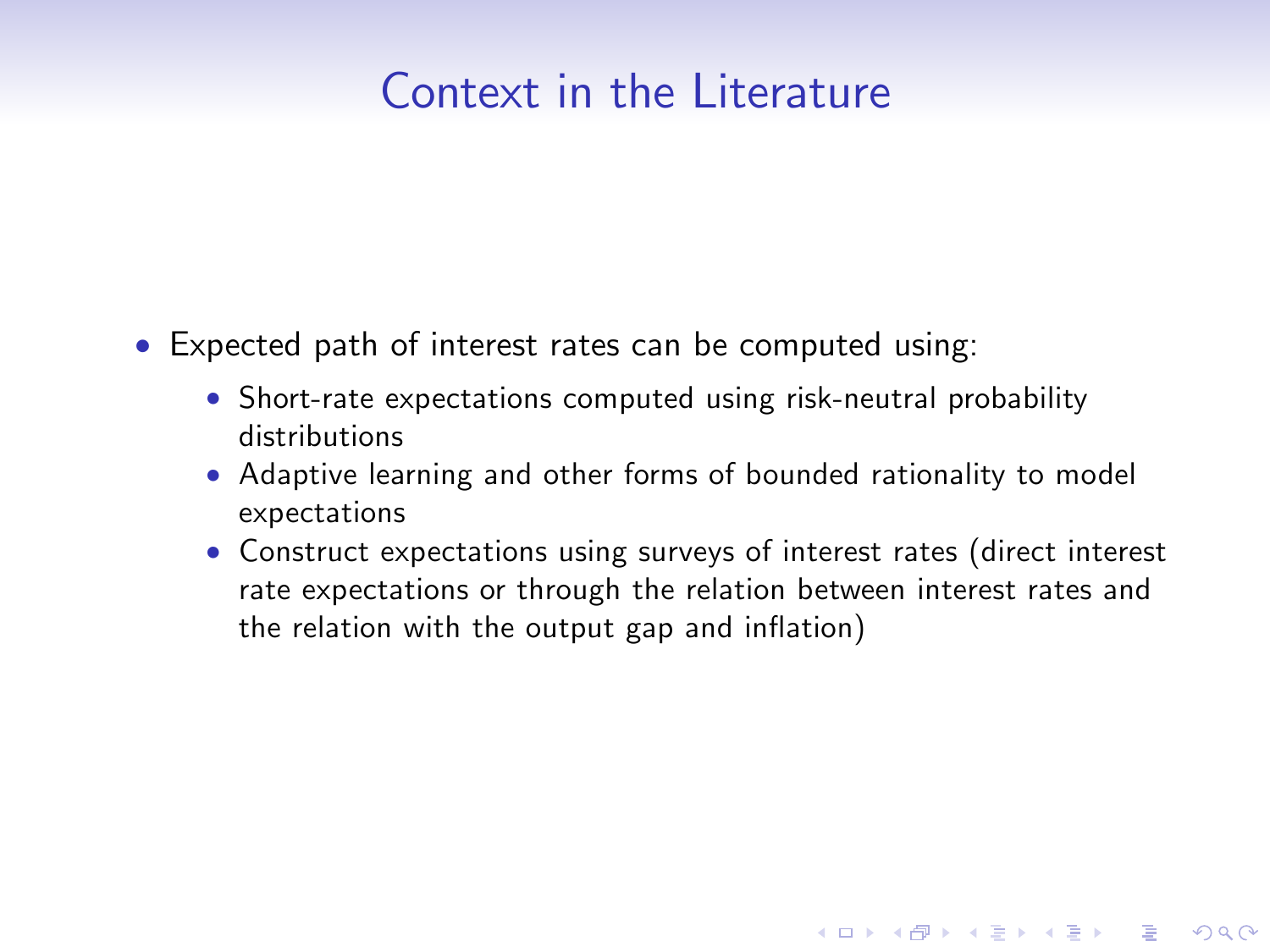# Context in the Literature

- Expected path of interest rates can be computed using:
  - Short-rate expectations computed using risk-neutral probability distributions
  - Adaptive learning and other forms of bounded rationality to model expectations
  - Construct expectations using surveys of interest rates (direct interest rate expectations or through the relation between interest rates and the relation with the output gap and inflation)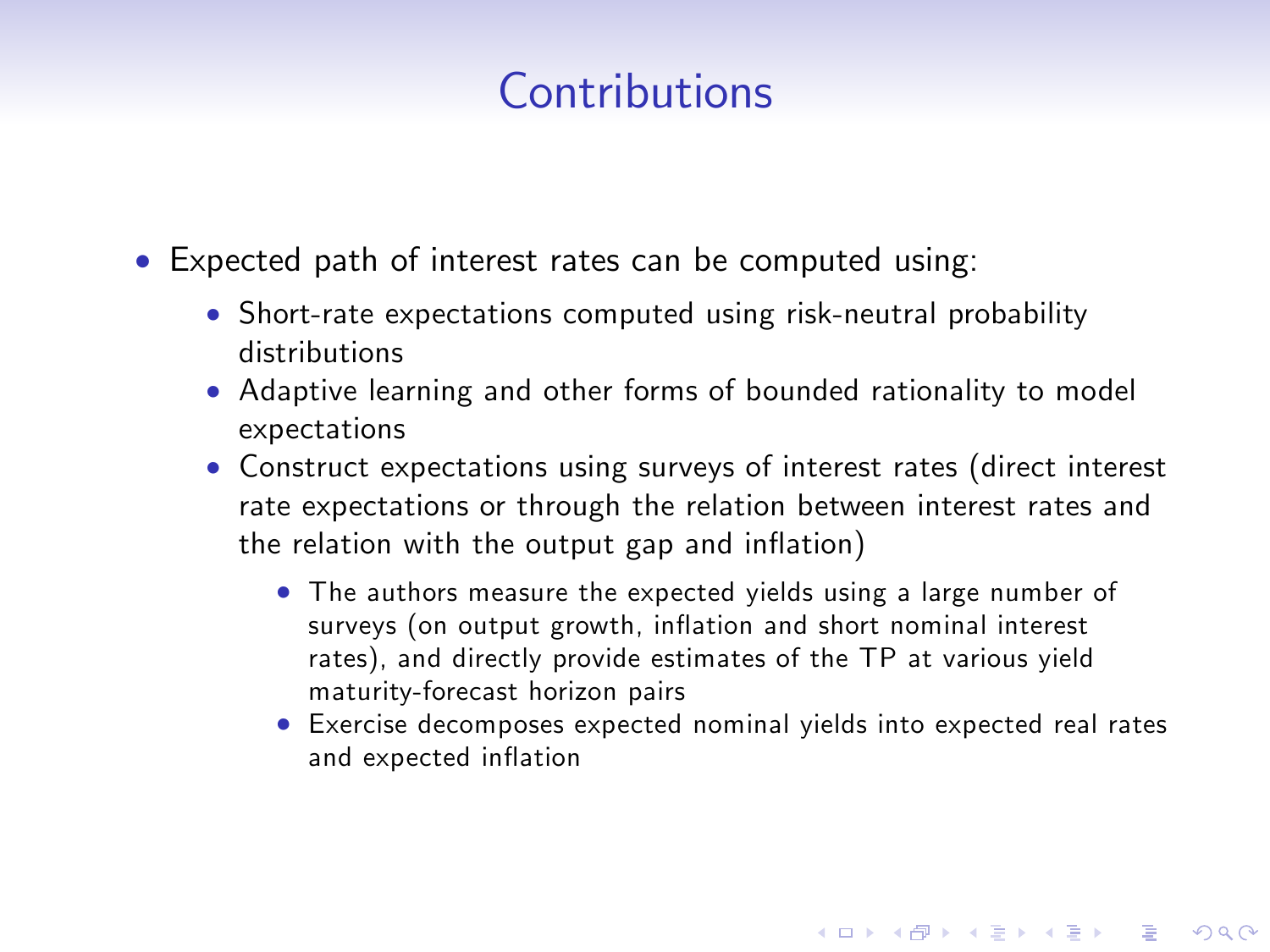# Contributions

- Expected path of interest rates can be computed using:
  - Short-rate expectations computed using risk-neutral probability distributions
  - Adaptive learning and other forms of bounded rationality to model expectations
  - Construct expectations using surveys of interest rates (direct interest rate expectations or through the relation between interest rates and the relation with the output gap and inflation)
    - The authors measure the expected yields using a large number of surveys (on output growth, inflation and short nominal interest rates), and directly provide estimates of the TP at various yield maturity-forecast horizon pairs
    - Exercise decomposes expected nominal yields into expected real rates and expected inflation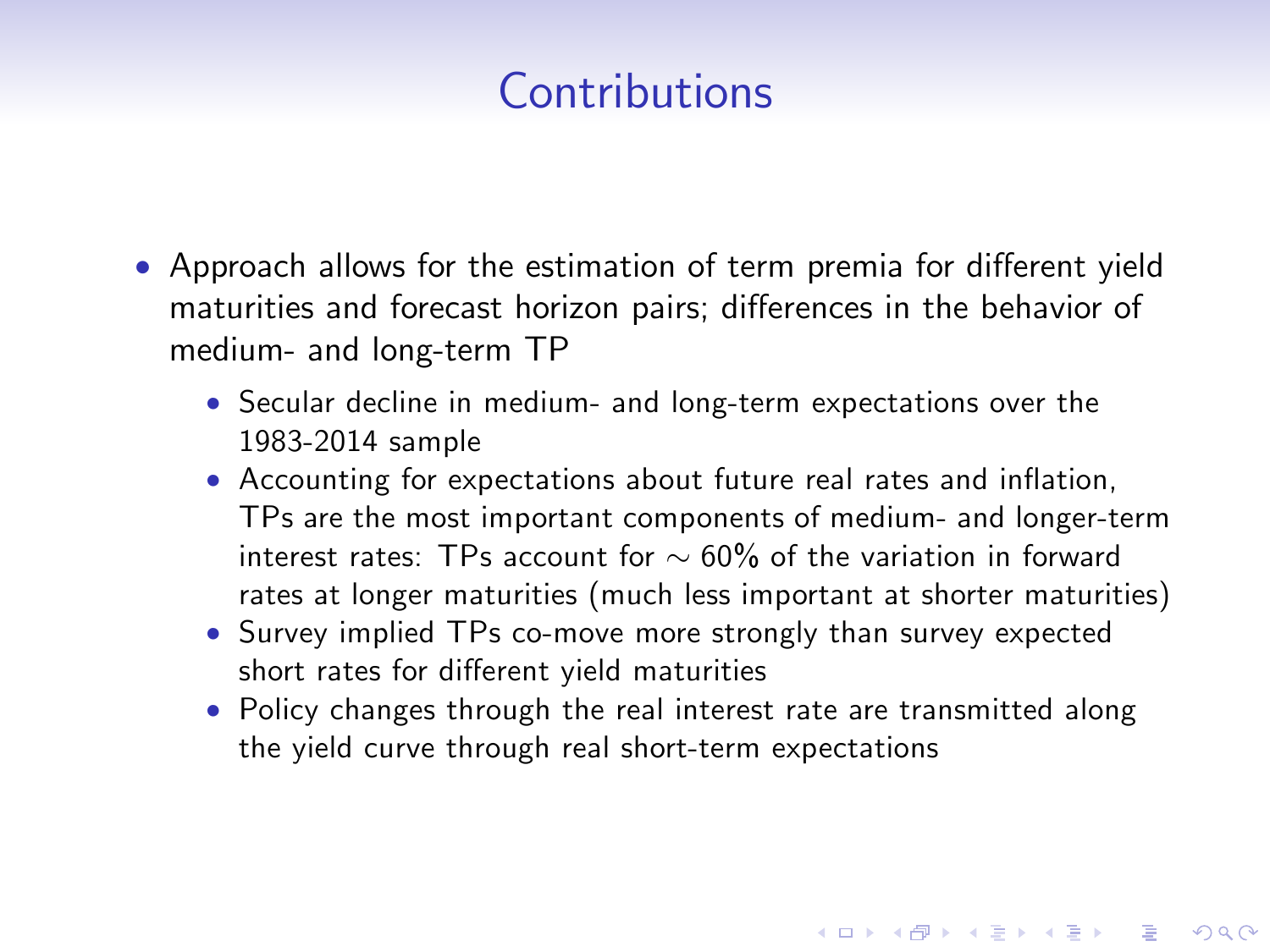# Contributions

- Approach allows for the estimation of term premia for different yield maturities and forecast horizon pairs; differences in the behavior of medium- and long-term TP
  - Secular decline in medium- and long-term expectations over the 1983-2014 sample
  - Accounting for expectations about future real rates and inflation, TPs are the most important components of medium- and longer-term interest rates: TPs account for $\sim 60\%$ of the variation in forward rates at longer maturities (much less important at shorter maturities)
  - Survey implied TPs co-move more strongly than survey expected short rates for different yield maturities
  - Policy changes through the real interest rate are transmitted along the yield curve through real short-term expectations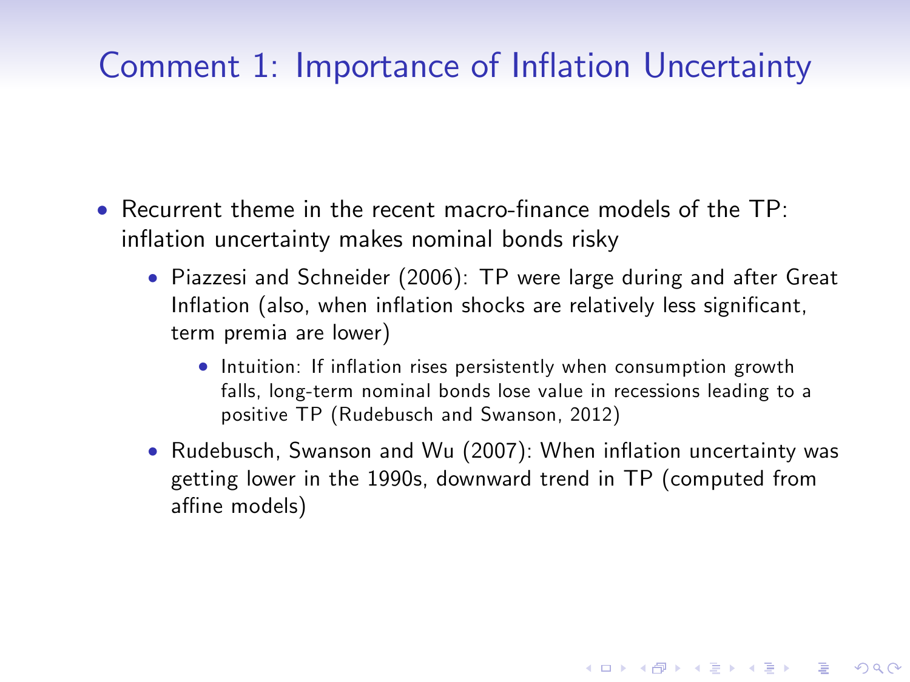# Comment 1: Importance of Inflation Uncertainty

- Recurrent theme in the recent macro-finance models of the TP: inflation uncertainty makes nominal bonds risky
  - Piazzesi and Schneider (2006): TP were large during and after Great Inflation (also, when inflation shocks are relatively less significant, term premia are lower)
    - Intuition: If inflation rises persistently when consumption growth falls, long-term nominal bonds lose value in recessions leading to a positive TP (Rudebusch and Swanson, 2012)
  - Rudebusch, Swanson and Wu (2007): When inflation uncertainty was getting lower in the 1990s, downward trend in TP (computed from affine models)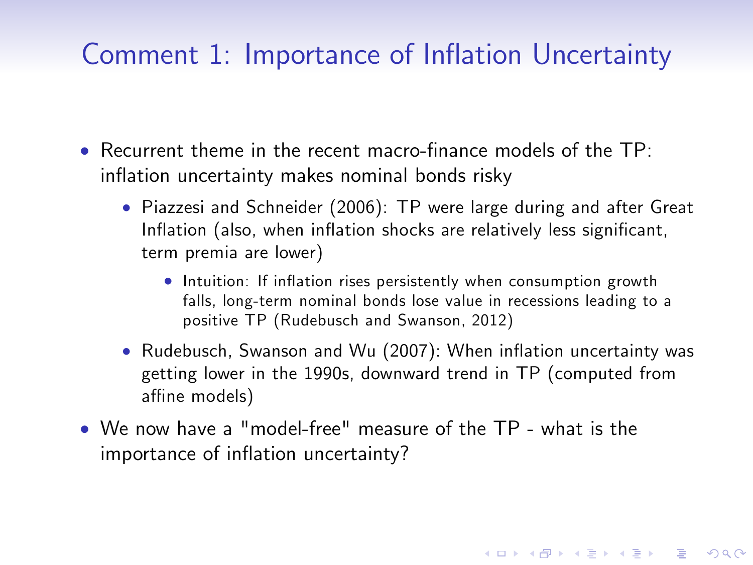# Comment 1: Importance of Inflation Uncertainty

- Recurrent theme in the recent macro-finance models of the TP: inflation uncertainty makes nominal bonds risky
  - Piazzesi and Schneider (2006): TP were large during and after Great Inflation (also, when inflation shocks are relatively less significant, term premia are lower)
    - Intuition: If inflation rises persistently when consumption growth falls, long-term nominal bonds lose value in recessions leading to a positive TP (Rudebusch and Swanson, 2012)
  - Rudebusch, Swanson and Wu (2007): When inflation uncertainty was getting lower in the 1990s, downward trend in TP (computed from affine models)
- We now have a "model-free" measure of the TP - what is the importance of inflation uncertainty?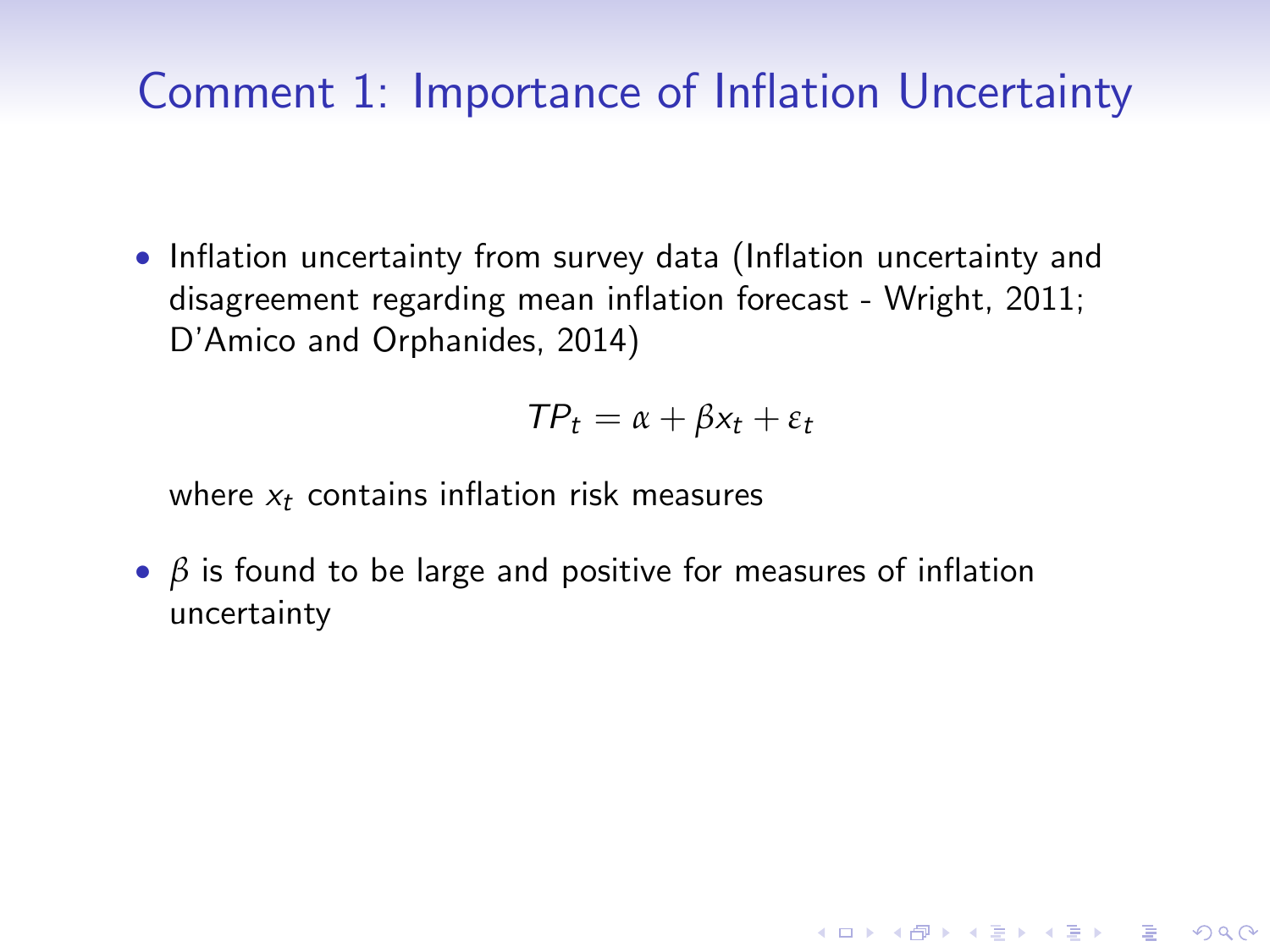# Comment 1: Importance of Inflation Uncertainty

- Inflation uncertainty from survey data (Inflation uncertainty and disagreement regarding mean inflation forecast - Wright, 2011; D'Amico and Orphanides, 2014)

$$TP_t = \alpha + \beta x_t + \varepsilon_t$$

  where $x_t$ contains inflation risk measures

- $\beta$ is found to be large and positive for measures of inflation uncertainty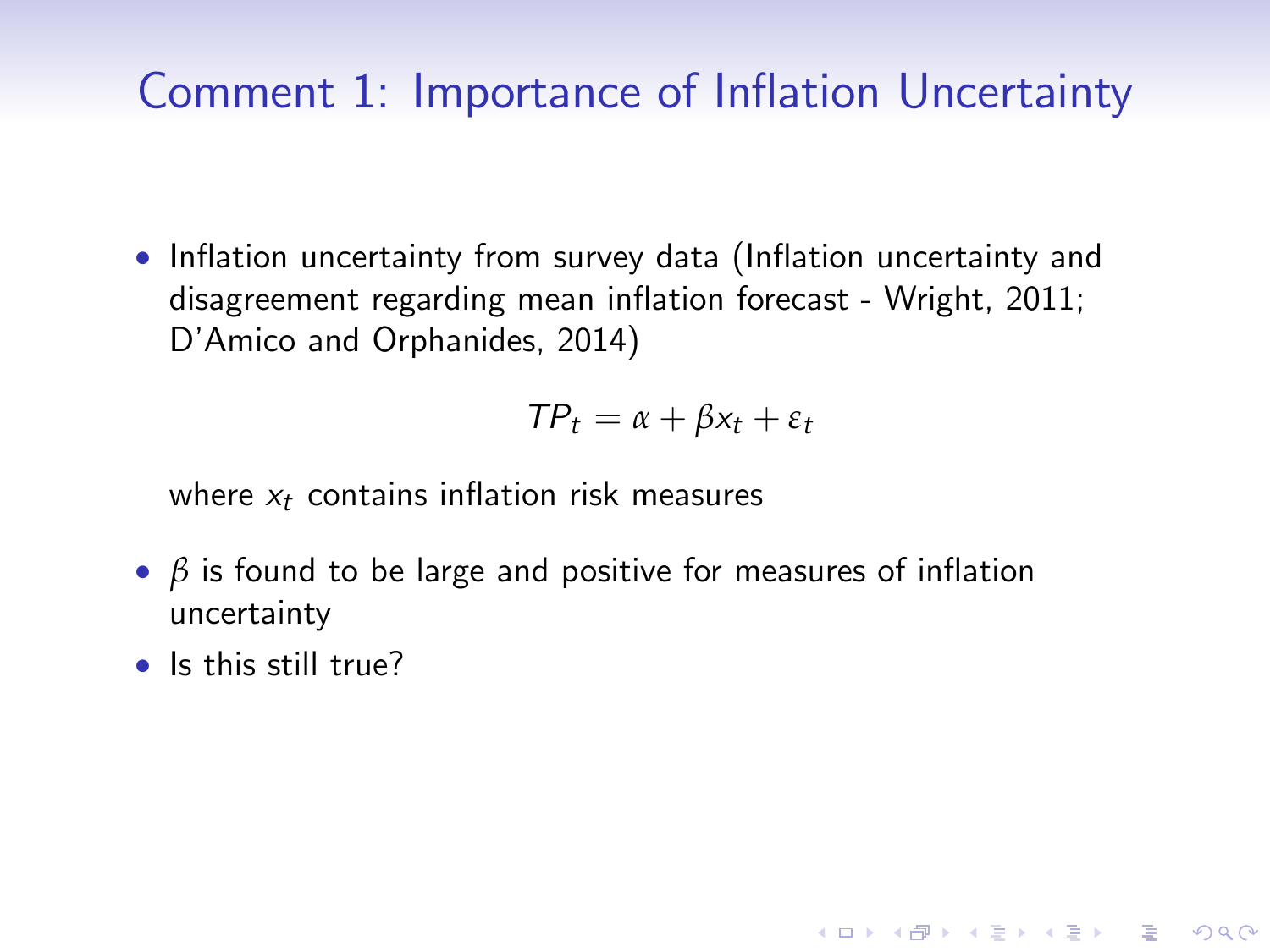# Comment 1: Importance of Inflation Uncertainty

- Inflation uncertainty from survey data (Inflation uncertainty and disagreement regarding mean inflation forecast - Wright, 2011; D'Amico and Orphanides, 2014)

$$TP_t = \alpha + \beta x_t + \varepsilon_t$$

  where $x_t$ contains inflation risk measures

- $\beta$ is found to be large and positive for measures of inflation uncertainty
- Is this still true?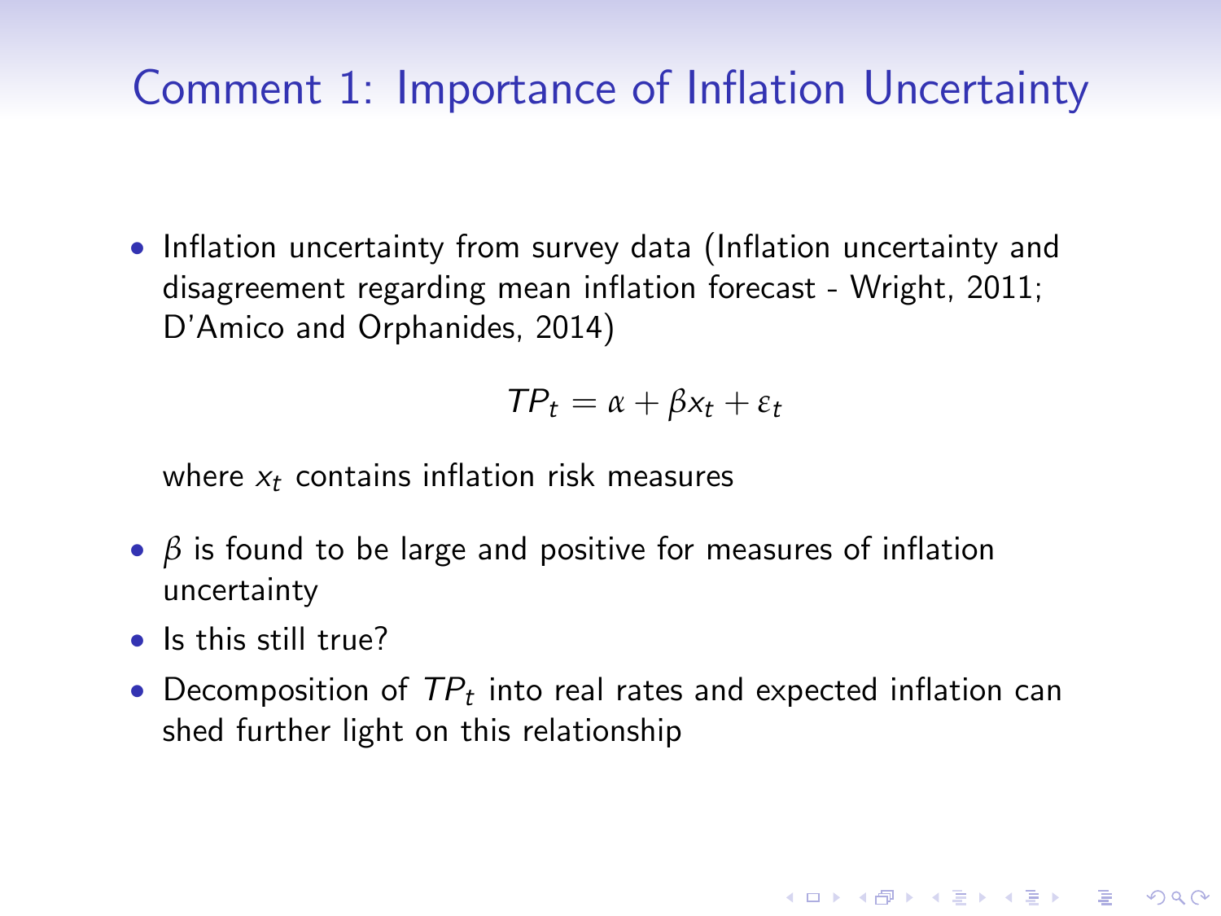# Comment 1: Importance of Inflation Uncertainty

- Inflation uncertainty from survey data (Inflation uncertainty and disagreement regarding mean inflation forecast - Wright, 2011; D'Amico and Orphanides, 2014)

$$TP_t = \alpha + \beta x_t + \varepsilon_t$$

  where $x_t$ contains inflation risk measures

- $\beta$ is found to be large and positive for measures of inflation uncertainty
- Is this still true?
- Decomposition of $TP_t$ into real rates and expected inflation can shed further light on this relationship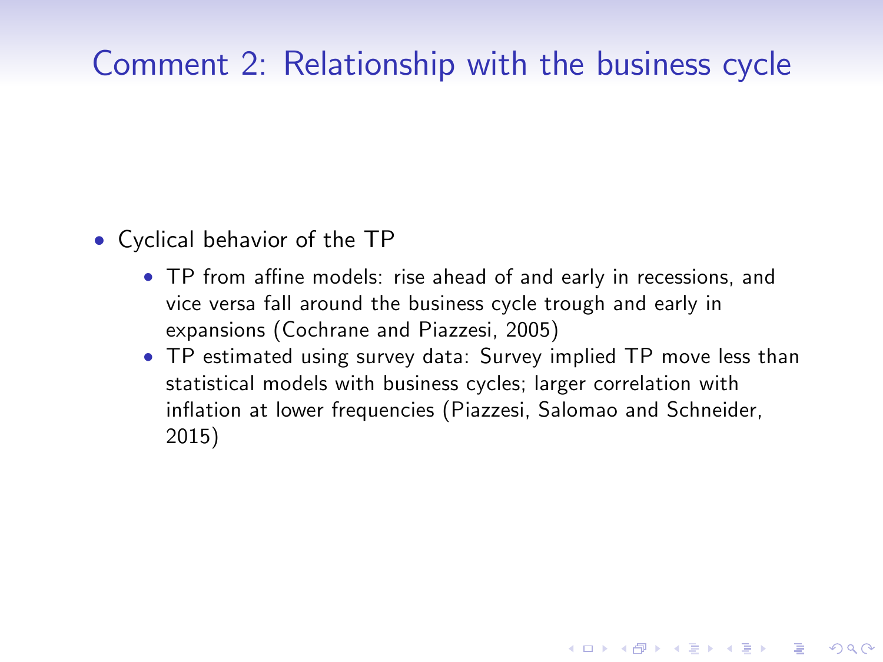# Comment 2: Relationship with the business cycle

- Cyclical behavior of the TP
  - TP from affine models: rise ahead of and early in recessions, and vice versa fall around the business cycle trough and early in expansions (Cochrane and Piazzesi, 2005)
  - TP estimated using survey data: Survey implied TP move less than statistical models with business cycles; larger correlation with inflation at lower frequencies (Piazzesi, Salomao and Schneider, 2015)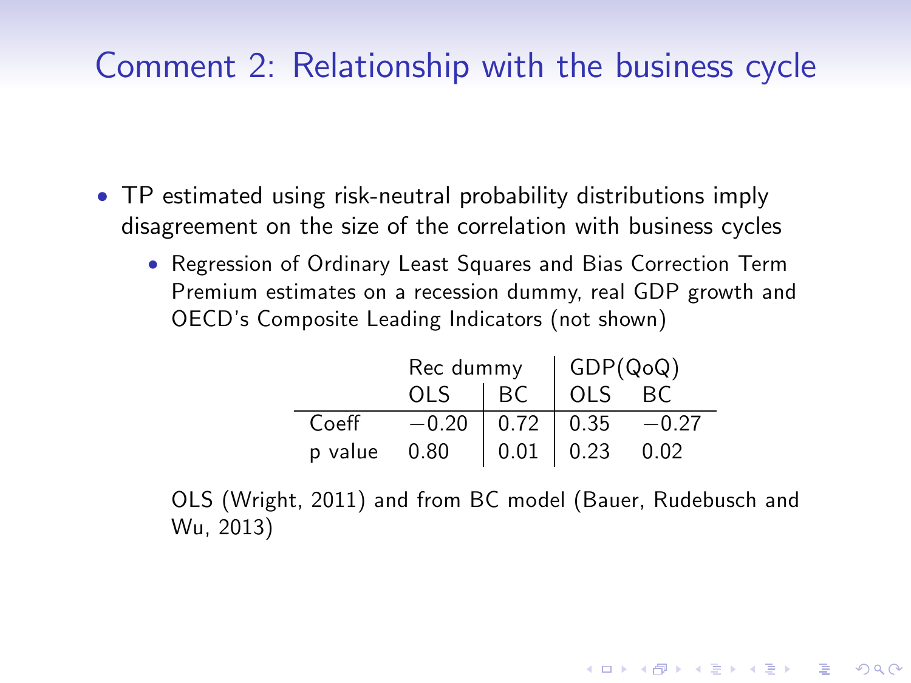# Comment 2: Relationship with the business cycle

- TP estimated using risk-neutral probability distributions imply disagreement on the size of the correlation with business cycles
  - Regression of Ordinary Least Squares and Bias Correction Term Premium estimates on a recession dummy, real GDP growth and OECD's Composite Leading Indicators (not shown)

| | Rec dummy | | GDP(QoQ) | |
|---|---|---|---|---|
| | OLS | BC | OLS | BC |
| Coeff | $-0.20$ | 0.72 | 0.35 | $-0.27$ |
| p value | 0.80 | 0.01 | 0.23 | 0.02 |

OLS (Wright, 2011) and from BC model (Bauer, Rudebusch and Wu, 2013)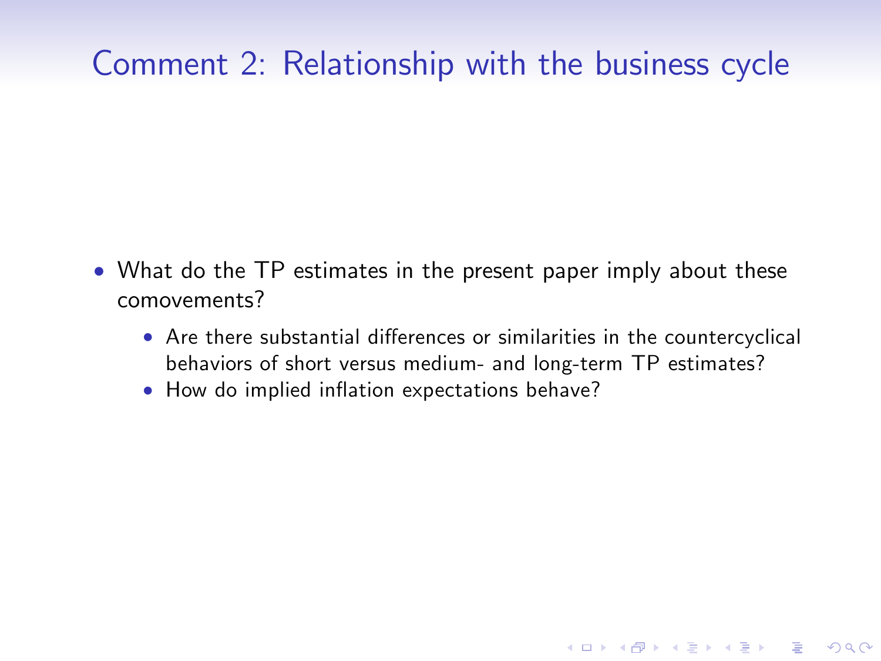# Comment 2: Relationship with the business cycle

- What do the TP estimates in the present paper imply about these comovements?
  - Are there substantial differences or similarities in the countercyclical behaviors of short versus medium- and long-term TP estimates?
  - How do implied inflation expectations behave?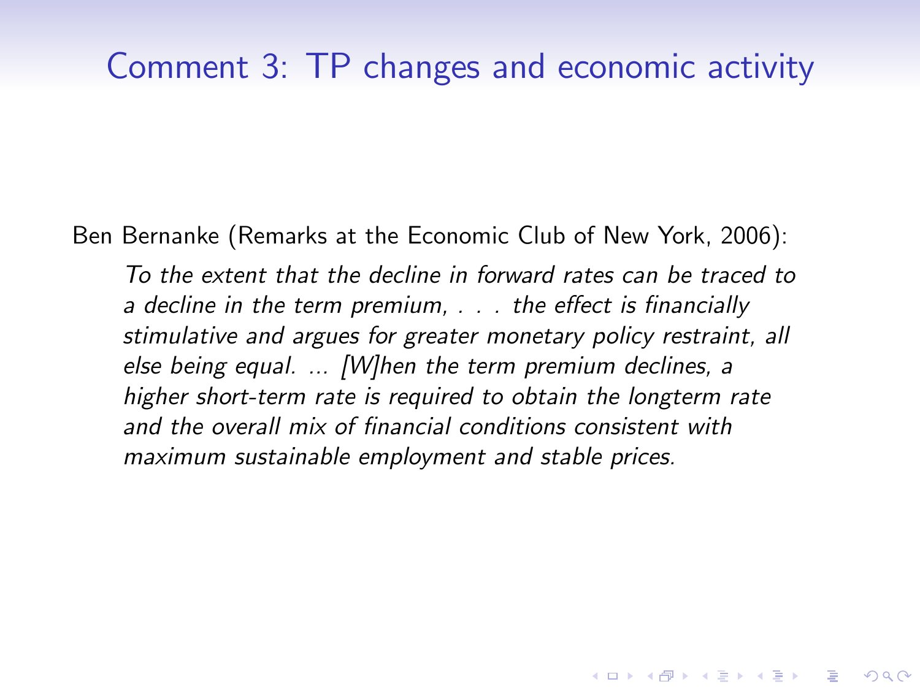# Comment 3: TP changes and economic activity

Ben Bernanke (Remarks at the Economic Club of New York, 2006):

> *To the extent that the decline in forward rates can be traced to a decline in the term premium, . . . the effect is financially stimulative and argues for greater monetary policy restraint, all else being equal. ... [W]hen the term premium declines, a higher short-term rate is required to obtain the longterm rate and the overall mix of financial conditions consistent with maximum sustainable employment and stable prices.*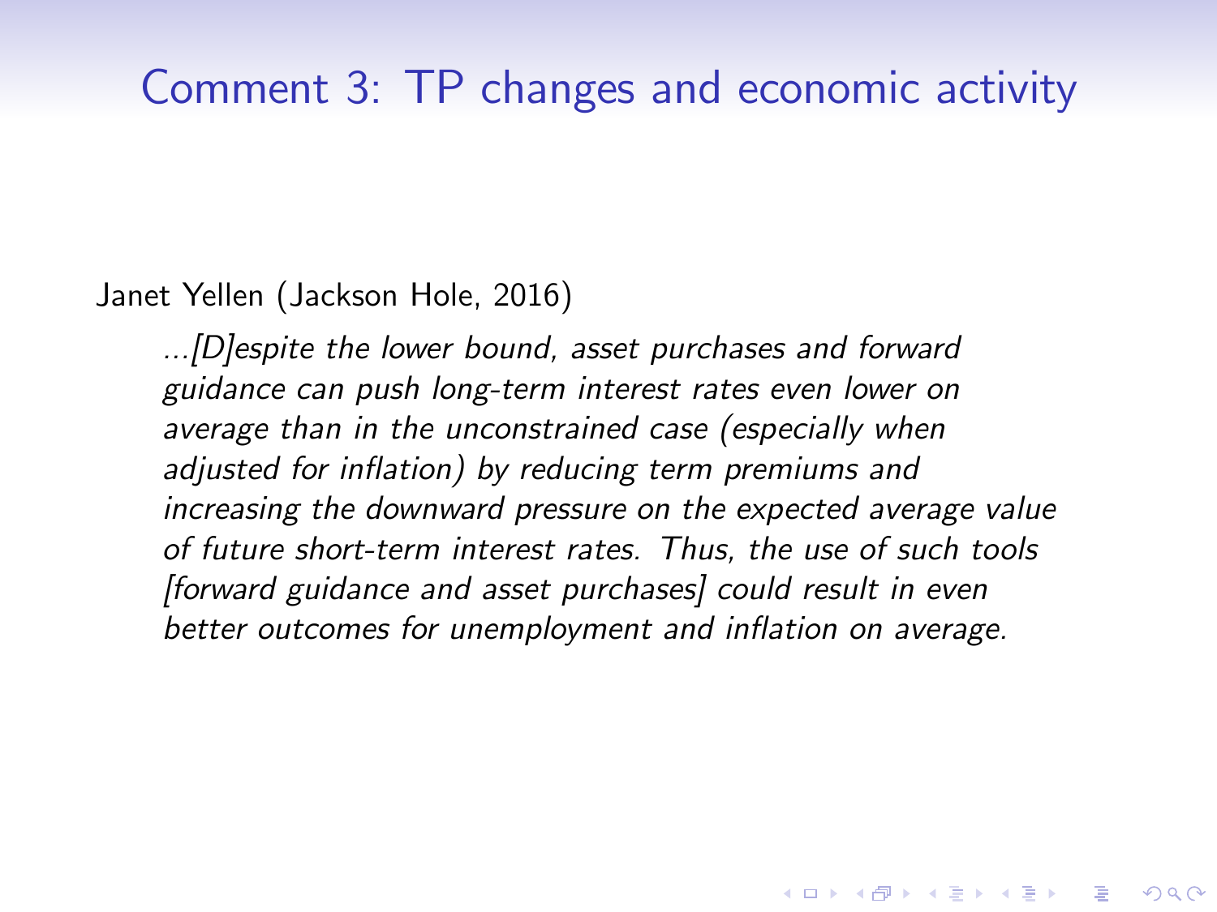# Comment 3: TP changes and economic activity

Janet Yellen (Jackson Hole, 2016)

> *...[D]espite the lower bound, asset purchases and forward guidance can push long-term interest rates even lower on average than in the unconstrained case (especially when adjusted for inflation) by reducing term premiums and increasing the downward pressure on the expected average value of future short-term interest rates. Thus, the use of such tools [forward guidance and asset purchases] could result in even better outcomes for unemployment and inflation on average.*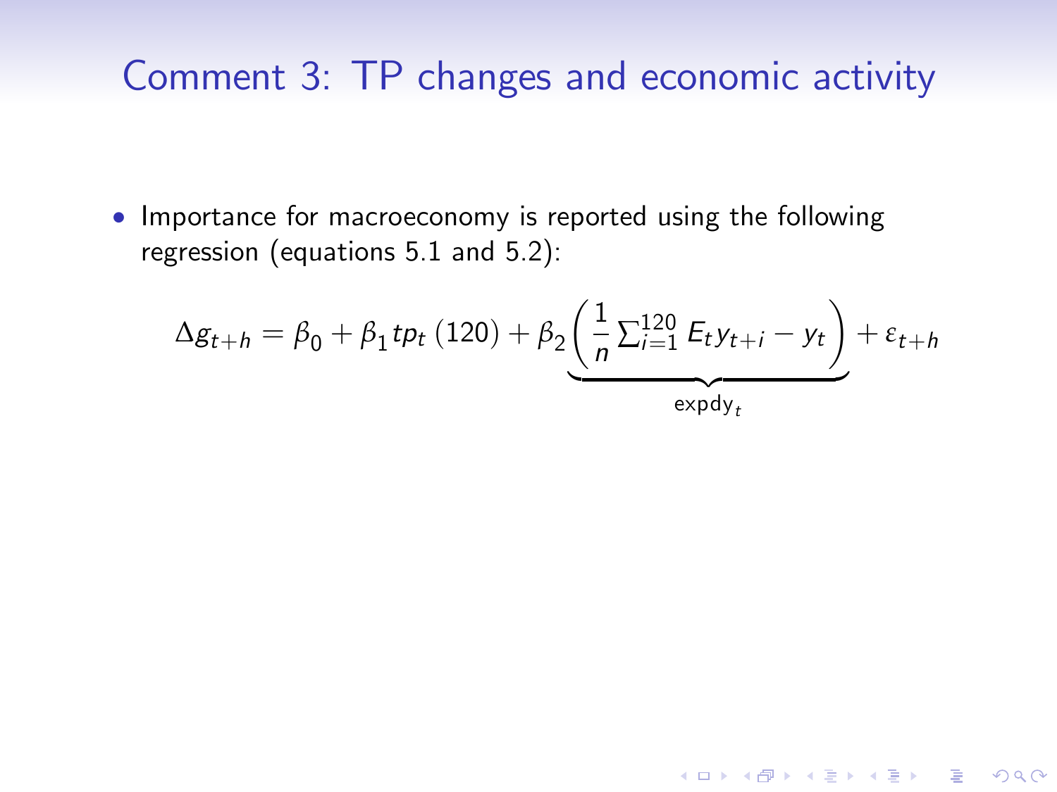# Comment 3: TP changes and economic activity

- Importance for macroeconomy is reported using the following regression (equations 5.1 and 5.2):

$$\Delta g_{t+h} = \beta_0 + \beta_1 tp_t\,(120) + \beta_2 \underbrace{\left( \frac{1}{n} \textstyle\sum_{i=1}^{120} E_t y_{t+i} - y_t \right)}_{\text{expdy}_t} + \varepsilon_{t+h}$$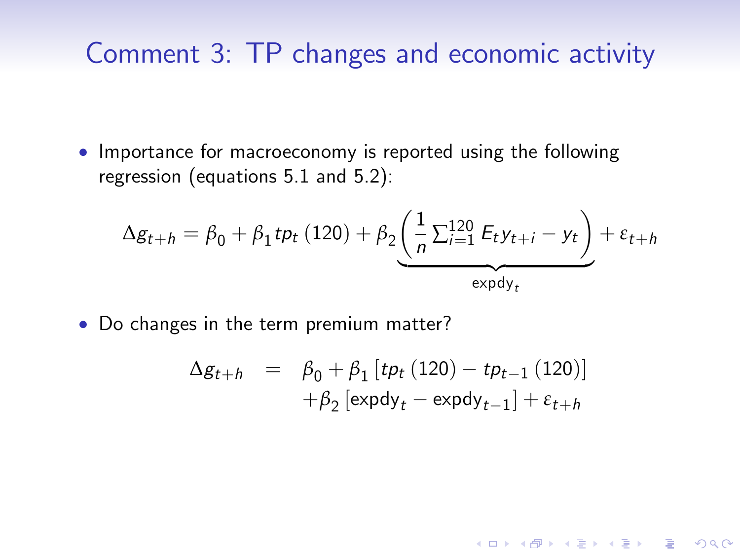# Comment 3: TP changes and economic activity

- Importance for macroeconomy is reported using the following regression (equations 5.1 and 5.2):

$$\Delta g_{t+h} = \beta_0 + \beta_1 tp_t\left(120\right) + \beta_2 \underbrace{\left(\frac{1}{n}\sum_{i=1}^{120} E_t y_{t+i} - y_t\right)}_{\text{expdy}_t} + \varepsilon_{t+h}$$

- Do changes in the term premium matter?

$$\begin{aligned} \Delta g_{t+h} &= \beta_0 + \beta_1\left[tp_t\left(120\right) - tp_{t-1}\left(120\right)\right] \\ &\quad + \beta_2\left[\text{expdy}_t - \text{expdy}_{t-1}\right] + \varepsilon_{t+h} \end{aligned}$$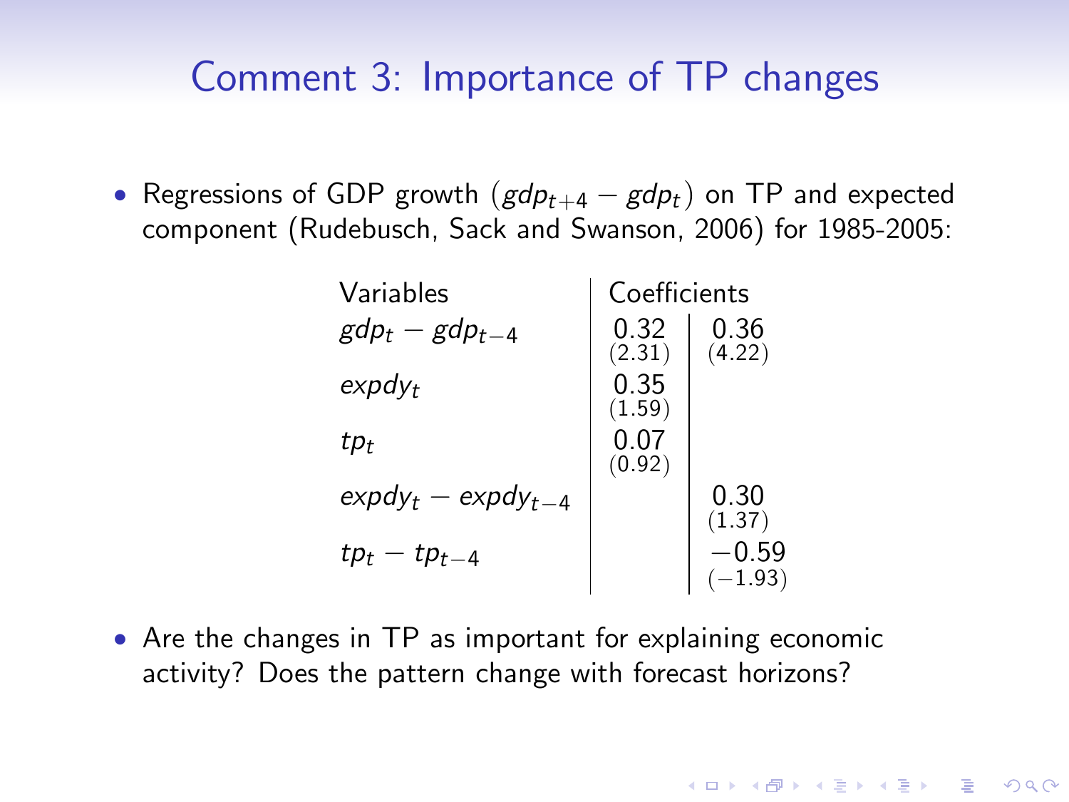## Comment 3: Importance of TP changes

- Regressions of GDP growth ($gdp_{t+4} - gdp_t$) on TP and expected component (Rudebusch, Sack and Swanson, 2006) for 1985-2005:

| Variables | Coefficients | |
|---|---|---|
| $gdp_t - gdp_{t-4}$ | 0.32 (2.31) | 0.36 (4.22) |
| $expdy_t$ | 0.35 (1.59) | |
| $tp_t$ | 0.07 (0.92) | |
| $expdy_t - expdy_{t-4}$ | | 0.30 (1.37) |
| $tp_t - tp_{t-4}$ | | −0.59 (−1.93) |

- Are the changes in TP as important for explaining economic activity? Does the pattern change with forecast horizons?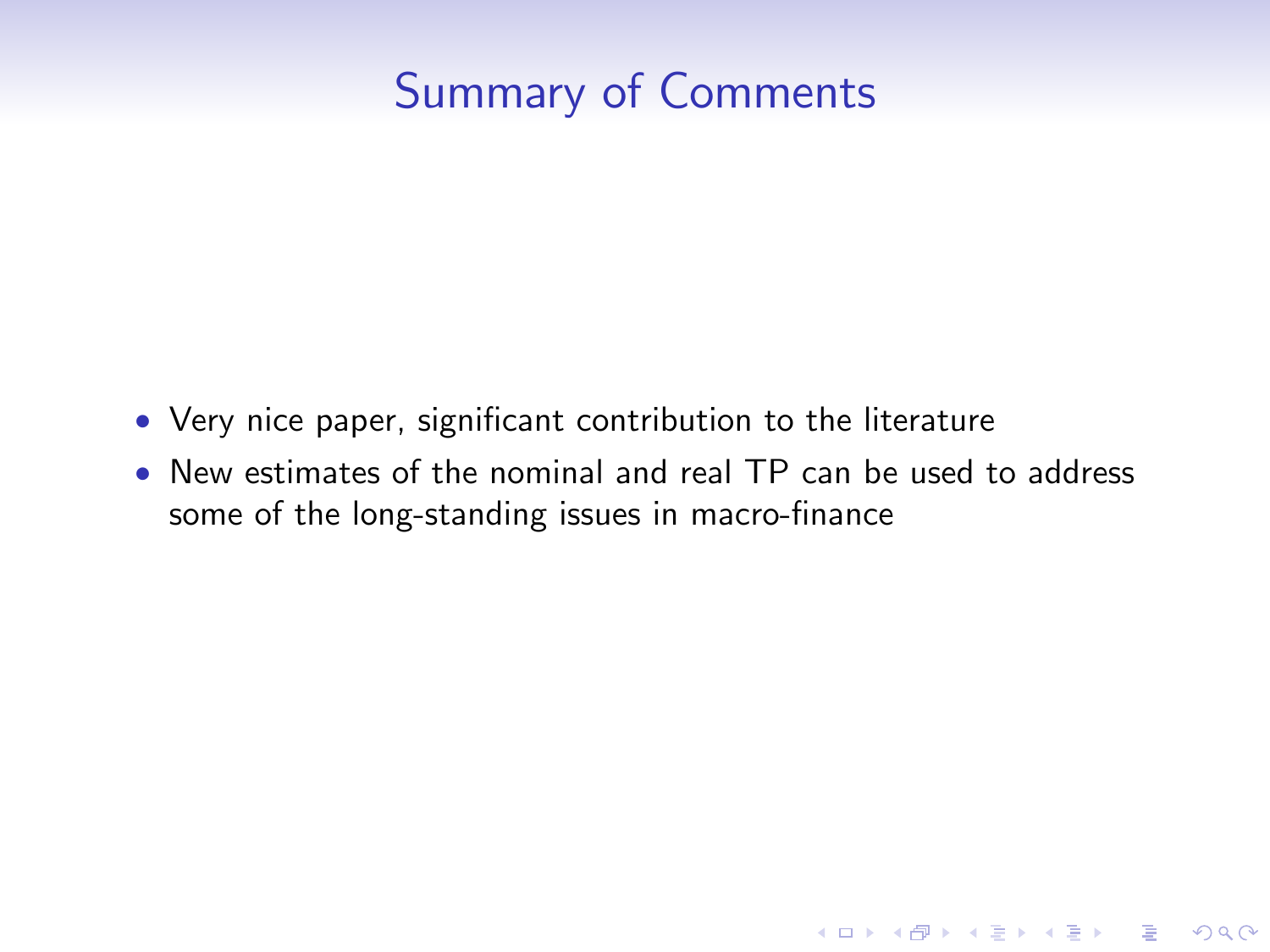# Summary of Comments

- Very nice paper, significant contribution to the literature
- New estimates of the nominal and real TP can be used to address some of the long-standing issues in macro-finance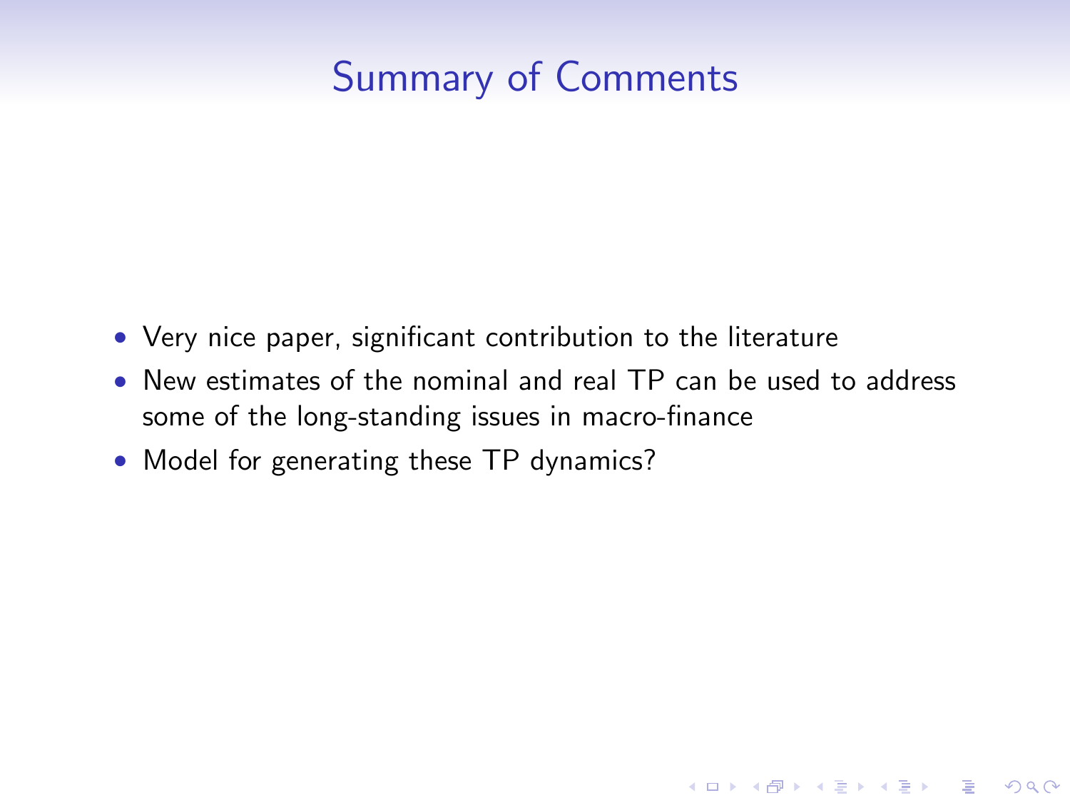# Summary of Comments

- Very nice paper, significant contribution to the literature
- New estimates of the nominal and real TP can be used to address some of the long-standing issues in macro-finance
- Model for generating these TP dynamics?